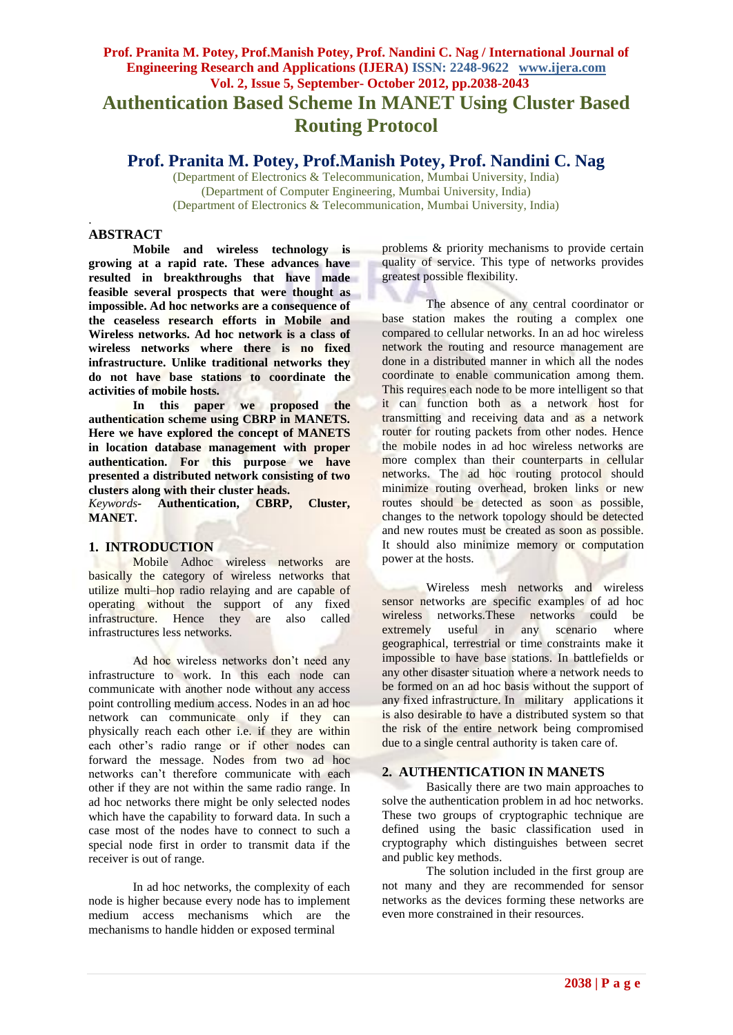# Authentication Based Scheme In MANET Using Cluster Based Routing Protocol

## Prof. Pranita M. Potey, Prof.Manish Potey, Prof. Nandini C. Nag

(Department of Electronics & Telecommunication, Mumbai University, India)
(Department of Computer Engineering, Mumbai University, India)
(Department of Electronics & Telecommunication, Mumbai University, India)

## ABSTRACT

**Mobile and wireless technology is growing at a rapid rate. These advances have resulted in breakthroughs that have made feasible several prospects that were thought as impossible. Ad hoc networks are a consequence of the ceaseless research efforts in Mobile and Wireless networks. Ad hoc network is a class of wireless networks where there is no fixed infrastructure. Unlike traditional networks they do not have base stations to coordinate the activities of mobile hosts.**

**In this paper we proposed the authentication scheme using CBRP in MANETS. Here we have explored the concept of MANETS in location database management with proper authentication. For this purpose we have presented a distributed network consisting of two clusters along with their cluster heads.**

*Keywords-* **Authentication, CBRP, Cluster, MANET.**

## 1. INTRODUCTION

Mobile Adhoc wireless networks are basically the category of wireless networks that utilize multi–hop radio relaying and are capable of operating without the support of any fixed infrastructure. Hence they are also called infrastructures less networks.

Ad hoc wireless networks don't need any infrastructure to work. In this each node can communicate with another node without any access point controlling medium access. Nodes in an ad hoc network can communicate only if they can physically reach each other i.e. if they are within each other's radio range or if other nodes can forward the message. Nodes from two ad hoc networks can't therefore communicate with each other if they are not within the same radio range. In ad hoc networks there might be only selected nodes which have the capability to forward data. In such a case most of the nodes have to connect to such a special node first in order to transmit data if the receiver is out of range.

In ad hoc networks, the complexity of each node is higher because every node has to implement medium access mechanisms which are the mechanisms to handle hidden or exposed terminal problems & priority mechanisms to provide certain quality of service. This type of networks provides greatest possible flexibility.

The absence of any central coordinator or base station makes the routing a complex one compared to cellular networks. In an ad hoc wireless network the routing and resource management are done in a distributed manner in which all the nodes coordinate to enable communication among them. This requires each node to be more intelligent so that it can function both as a network host for transmitting and receiving data and as a network router for routing packets from other nodes. Hence the mobile nodes in ad hoc wireless networks are more complex than their counterparts in cellular networks. The ad hoc routing protocol should minimize routing overhead, broken links or new routes should be detected as soon as possible, changes to the network topology should be detected and new routes must be created as soon as possible. It should also minimize memory or computation power at the hosts.

Wireless mesh networks and wireless sensor networks are specific examples of ad hoc wireless networks.These networks could be extremely useful in any scenario where geographical, terrestrial or time constraints make it impossible to have base stations. In battlefields or any other disaster situation where a network needs to be formed on an ad hoc basis without the support of any fixed infrastructure. In military applications it is also desirable to have a distributed system so that the risk of the entire network being compromised due to a single central authority is taken care of.

## 2. AUTHENTICATION IN MANETS

Basically there are two main approaches to solve the authentication problem in ad hoc networks. These two groups of cryptographic technique are defined using the basic classification used in cryptography which distinguishes between secret and public key methods.

The solution included in the first group are not many and they are recommended for sensor networks as the devices forming these networks are even more constrained in their resources.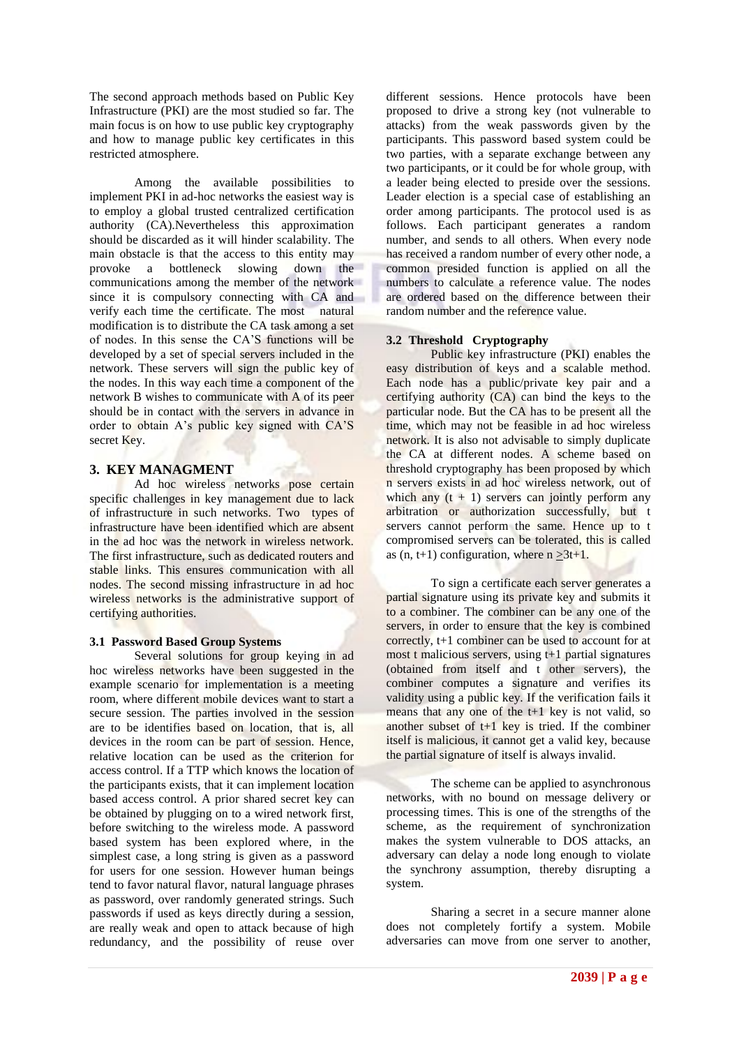The second approach methods based on Public Key Infrastructure (PKI) are the most studied so far. The main focus is on how to use public key cryptography and how to manage public key certificates in this restricted atmosphere.

Among the available possibilities to implement PKI in ad-hoc networks the easiest way is to employ a global trusted centralized certification authority (CA).Nevertheless this approximation should be discarded as it will hinder scalability. The main obstacle is that the access to this entity may provoke a bottleneck slowing down the communications among the member of the network since it is compulsory connecting with CA and verify each time the certificate. The most natural modification is to distribute the CA task among a set of nodes. In this sense the CA'S functions will be developed by a set of special servers included in the network. These servers will sign the public key of the nodes. In this way each time a component of the network B wishes to communicate with A of its peer should be in contact with the servers in advance in order to obtain A's public key signed with CA'S secret Key.

## 3. KEY MANAGMENT

Ad hoc wireless networks pose certain specific challenges in key management due to lack of infrastructure in such networks. Two types of infrastructure have been identified which are absent in the ad hoc was the network in wireless network. The first infrastructure, such as dedicated routers and stable links. This ensures communication with all nodes. The second missing infrastructure in ad hoc wireless networks is the administrative support of certifying authorities.

### 3.1 Password Based Group Systems

Several solutions for group keying in ad hoc wireless networks have been suggested in the example scenario for implementation is a meeting room, where different mobile devices want to start a secure session. The parties involved in the session are to be identifies based on location, that is, all devices in the room can be part of session. Hence, relative location can be used as the criterion for access control. If a TTP which knows the location of the participants exists, that it can implement location based access control. A prior shared secret key can be obtained by plugging on to a wired network first, before switching to the wireless mode. A password based system has been explored where, in the simplest case, a long string is given as a password for users for one session. However human beings tend to favor natural flavor, natural language phrases as password, over randomly generated strings. Such passwords if used as keys directly during a session, are really weak and open to attack because of high redundancy, and the possibility of reuse over different sessions. Hence protocols have been proposed to drive a strong key (not vulnerable to attacks) from the weak passwords given by the participants. This password based system could be two parties, with a separate exchange between any two participants, or it could be for whole group, with a leader being elected to preside over the sessions. Leader election is a special case of establishing an order among participants. The protocol used is as follows. Each participant generates a random number, and sends to all others. When every node has received a random number of every other node, a common presided function is applied on all the numbers to calculate a reference value. The nodes are ordered based on the difference between their random number and the reference value.

### 3.2 Threshold Cryptography

Public key infrastructure (PKI) enables the easy distribution of keys and a scalable method. Each node has a public/private key pair and a certifying authority (CA) can bind the keys to the particular node. But the CA has to be present all the time, which may not be feasible in ad hoc wireless network. It is also not advisable to simply duplicate the CA at different nodes. A scheme based on threshold cryptography has been proposed by which n servers exists in ad hoc wireless network, out of which any $(t + 1)$ servers can jointly perform any arbitration or authorization successfully, but t servers cannot perform the same. Hence up to t compromised servers can be tolerated, this is called as (n, t+1) configuration, where $n \geq 3t+1$.

To sign a certificate each server generates a partial signature using its private key and submits it to a combiner. The combiner can be any one of the servers, in order to ensure that the key is combined correctly, t+1 combiner can be used to account for at most t malicious servers, using t+1 partial signatures (obtained from itself and t other servers), the combiner computes a signature and verifies its validity using a public key. If the verification fails it means that any one of the t+1 key is not valid, so another subset of t+1 key is tried. If the combiner itself is malicious, it cannot get a valid key, because the partial signature of itself is always invalid.

The scheme can be applied to asynchronous networks, with no bound on message delivery or processing times. This is one of the strengths of the scheme, as the requirement of synchronization makes the system vulnerable to DOS attacks, an adversary can delay a node long enough to violate the synchrony assumption, thereby disrupting a system.

Sharing a secret in a secure manner alone does not completely fortify a system. Mobile adversaries can move from one server to another,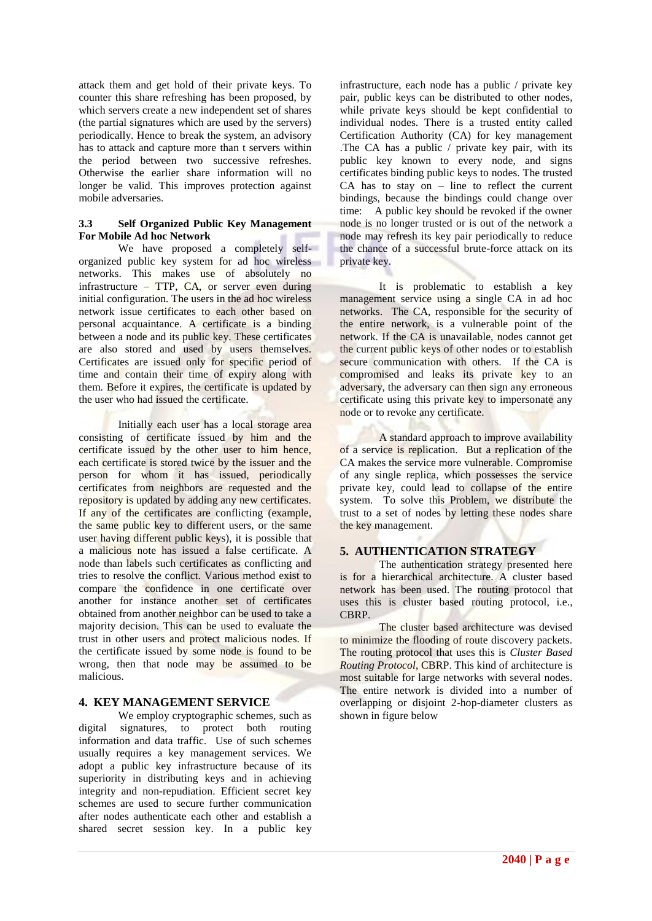attack them and get hold of their private keys. To counter this share refreshing has been proposed, by which servers create a new independent set of shares (the partial signatures which are used by the servers) periodically. Hence to break the system, an advisory has to attack and capture more than t servers within the period between two successive refreshes. Otherwise the earlier share information will no longer be valid. This improves protection against mobile adversaries.

### 3.3 Self Organized Public Key Management For Mobile Ad hoc Network

We have proposed a completely self-organized public key system for ad hoc wireless networks. This makes use of absolutely no infrastructure – TTP, CA, or server even during initial configuration. The users in the ad hoc wireless network issue certificates to each other based on personal acquaintance. A certificate is a binding between a node and its public key. These certificates are also stored and used by users themselves. Certificates are issued only for specific period of time and contain their time of expiry along with them. Before it expires, the certificate is updated by the user who had issued the certificate.

Initially each user has a local storage area consisting of certificate issued by him and the certificate issued by the other user to him hence, each certificate is stored twice by the issuer and the person for whom it has issued, periodically certificates from neighbors are requested and the repository is updated by adding any new certificates. If any of the certificates are conflicting (example, the same public key to different users, or the same user having different public keys), it is possible that a malicious note has issued a false certificate. A node than labels such certificates as conflicting and tries to resolve the conflict. Various method exist to compare the confidence in one certificate over another for instance another set of certificates obtained from another neighbor can be used to take a majority decision. This can be used to evaluate the trust in other users and protect malicious nodes. If the certificate issued by some node is found to be wrong, then that node may be assumed to be malicious.

## 4. KEY MANAGEMENT SERVICE

We employ cryptographic schemes, such as digital signatures, to protect both routing information and data traffic. Use of such schemes usually requires a key management services. We adopt a public key infrastructure because of its superiority in distributing keys and in achieving integrity and non-repudiation. Efficient secret key schemes are used to secure further communication after nodes authenticate each other and establish a shared secret session key. In a public key infrastructure, each node has a public / private key pair, public keys can be distributed to other nodes, while private keys should be kept confidential to individual nodes. There is a trusted entity called Certification Authority (CA) for key management .The CA has a public / private key pair, with its public key known to every node, and signs certificates binding public keys to nodes. The trusted CA has to stay on – line to reflect the current bindings, because the bindings could change over time: A public key should be revoked if the owner node is no longer trusted or is out of the network a node may refresh its key pair periodically to reduce the chance of a successful brute-force attack on its private key.

It is problematic to establish a key management service using a single CA in ad hoc networks. The CA, responsible for the security of the entire network, is a vulnerable point of the network. If the CA is unavailable, nodes cannot get the current public keys of other nodes or to establish secure communication with others. If the CA is compromised and leaks its private key to an adversary, the adversary can then sign any erroneous certificate using this private key to impersonate any node or to revoke any certificate.

A standard approach to improve availability of a service is replication. But a replication of the CA makes the service more vulnerable. Compromise of any single replica, which possesses the service private key, could lead to collapse of the entire system. To solve this Problem, we distribute the trust to a set of nodes by letting these nodes share the key management.

## 5. AUTHENTICATION STRATEGY

The authentication strategy presented here is for a hierarchical architecture. A cluster based network has been used. The routing protocol that uses this is cluster based routing protocol, i.e., CBRP.

The cluster based architecture was devised to minimize the flooding of route discovery packets. The routing protocol that uses this is *Cluster Based Routing Protocol*, CBRP. This kind of architecture is most suitable for large networks with several nodes. The entire network is divided into a number of overlapping or disjoint 2-hop-diameter clusters as shown in figure below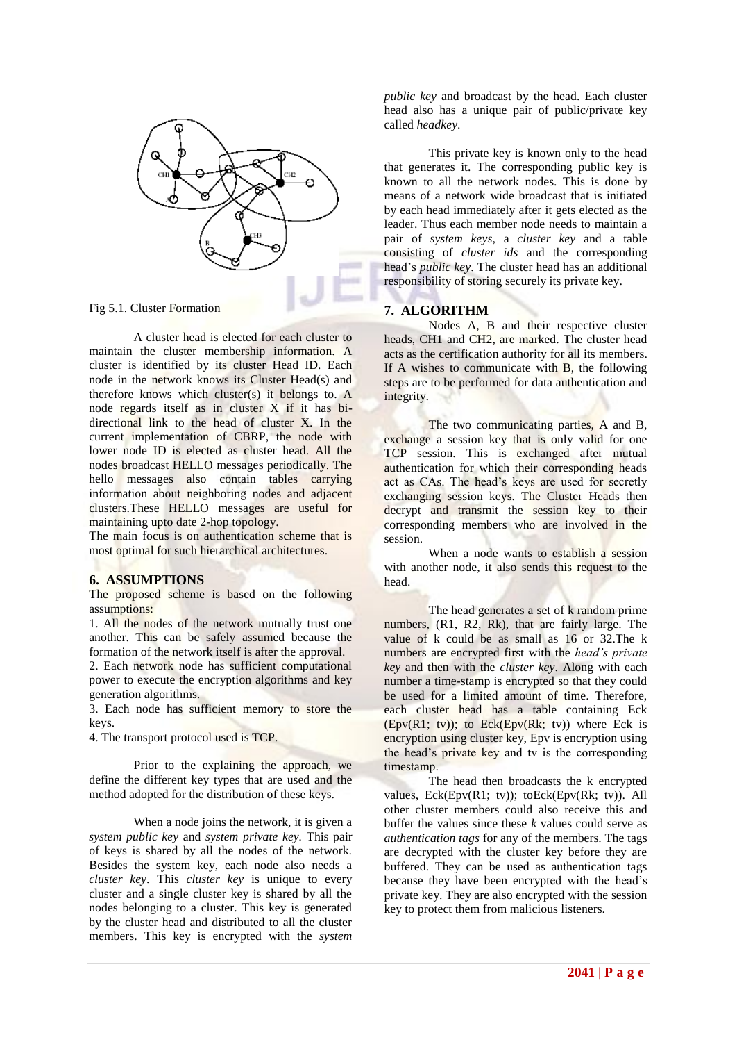Fig 5.1. Cluster Formation

A cluster head is elected for each cluster to maintain the cluster membership information. A cluster is identified by its cluster Head ID. Each node in the network knows its Cluster Head(s) and therefore knows which cluster(s) it belongs to. A node regards itself as in cluster X if it has bi-directional link to the head of cluster X. In the current implementation of CBRP, the node with lower node ID is elected as cluster head. All the nodes broadcast HELLO messages periodically. The hello messages also contain tables carrying information about neighboring nodes and adjacent clusters.These HELLO messages are useful for maintaining upto date 2-hop topology.

The main focus is on authentication scheme that is most optimal for such hierarchical architectures.

## 6. ASSUMPTIONS

The proposed scheme is based on the following assumptions:

1. All the nodes of the network mutually trust one another. This can be safely assumed because the formation of the network itself is after the approval.
2. Each network node has sufficient computational power to execute the encryption algorithms and key generation algorithms.
3. Each node has sufficient memory to store the keys.
4. The transport protocol used is TCP.

Prior to the explaining the approach, we define the different key types that are used and the method adopted for the distribution of these keys.

When a node joins the network, it is given a *system public key* and *system private key.* This pair of keys is shared by all the nodes of the network. Besides the system key, each node also needs a *cluster key*. This *cluster key* is unique to every cluster and a single cluster key is shared by all the nodes belonging to a cluster. This key is generated by the cluster head and distributed to all the cluster members. This key is encrypted with the *system public key* and broadcast by the head. Each cluster head also has a unique pair of public/private key called *headkey*.

This private key is known only to the head that generates it. The corresponding public key is known to all the network nodes. This is done by means of a network wide broadcast that is initiated by each head immediately after it gets elected as the leader. Thus each member node needs to maintain a pair of *system keys*, a *cluster key* and a table consisting of *cluster ids* and the corresponding head's *public key*. The cluster head has an additional responsibility of storing securely its private key.

## 7. ALGORITHM

Nodes A, B and their respective cluster heads, CH1 and CH2, are marked. The cluster head acts as the certification authority for all its members. If A wishes to communicate with B, the following steps are to be performed for data authentication and integrity.

The two communicating parties, A and B, exchange a session key that is only valid for one TCP session. This is exchanged after mutual authentication for which their corresponding heads act as CAs. The head's keys are used for secretly exchanging session keys. The Cluster Heads then decrypt and transmit the session key to their corresponding members who are involved in the session.

When a node wants to establish a session with another node, it also sends this request to the head.

The head generates a set of k random prime numbers, (R1, R2, Rk), that are fairly large. The value of k could be as small as 16 or 32.The k numbers are encrypted first with the *head's private key* and then with the *cluster key*. Along with each number a time-stamp is encrypted so that they could be used for a limited amount of time. Therefore, each cluster head has a table containing Eck (Epv(R1; tv)); to Eck(Epv(Rk; tv)) where Eck is encryption using cluster key, Epv is encryption using the head's private key and tv is the corresponding timestamp.

The head then broadcasts the k encrypted values, Eck(Epv(R1; tv)); toEck(Epv(Rk; tv)). All other cluster members could also receive this and buffer the values since these *k* values could serve as *authentication tags* for any of the members. The tags are decrypted with the cluster key before they are buffered. They can be used as authentication tags because they have been encrypted with the head's private key. They are also encrypted with the session key to protect them from malicious listeners.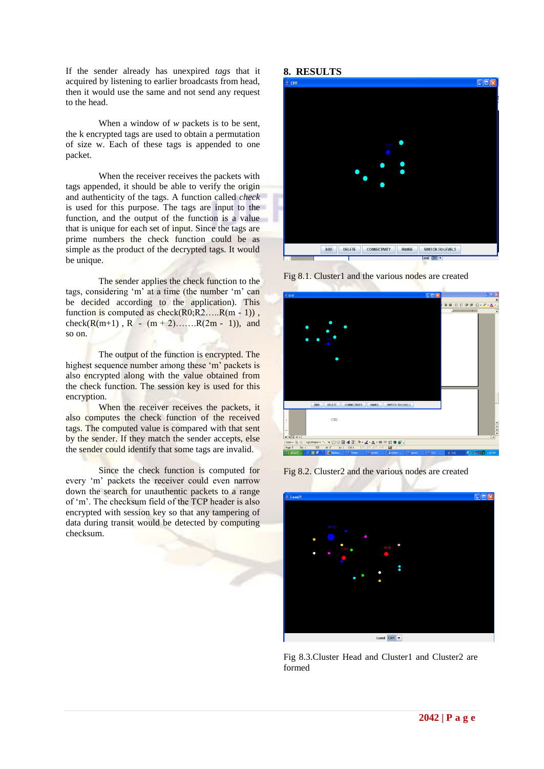If the sender already has unexpired *tags* that it acquired by listening to earlier broadcasts from head, then it would use the same and not send any request to the head.

When a window of *w* packets is to be sent, the k encrypted tags are used to obtain a permutation of size w. Each of these tags is appended to one packet.

When the receiver receives the packets with tags appended, it should be able to verify the origin and authenticity of the tags. A function called *check* is used for this purpose. The tags are input to the function, and the output of the function is a value that is unique for each set of input. Since the tags are prime numbers the check function could be as simple as the product of the decrypted tags. It would be unique.

The sender applies the check function to the tags, considering 'm' at a time (the number 'm' can be decided according to the application). This function is computed as check(R0;R2…..R(m - 1)) , check(R(m+1) , R - (m + 2)…….R(2m - 1)), and so on.

The output of the function is encrypted. The highest sequence number among these 'm' packets is also encrypted along with the value obtained from the check function. The session key is used for this encryption.

When the receiver receives the packets, it also computes the check function of the received tags. The computed value is compared with that sent by the sender. If they match the sender accepts, else the sender could identify that some tags are invalid.

Since the check function is computed for every 'm' packets the receiver could even narrow down the search for unauthentic packets to a range of 'm'. The checksum field of the TCP header is also encrypted with session key so that any tampering of data during transit would be detected by computing checksum.

## 8. RESULTS

Fig 8.1. Cluster1 and the various nodes are created

Fig 8.2. Cluster2 and the various nodes are created

Fig 8.3.Cluster Head and Cluster1 and Cluster2 are formed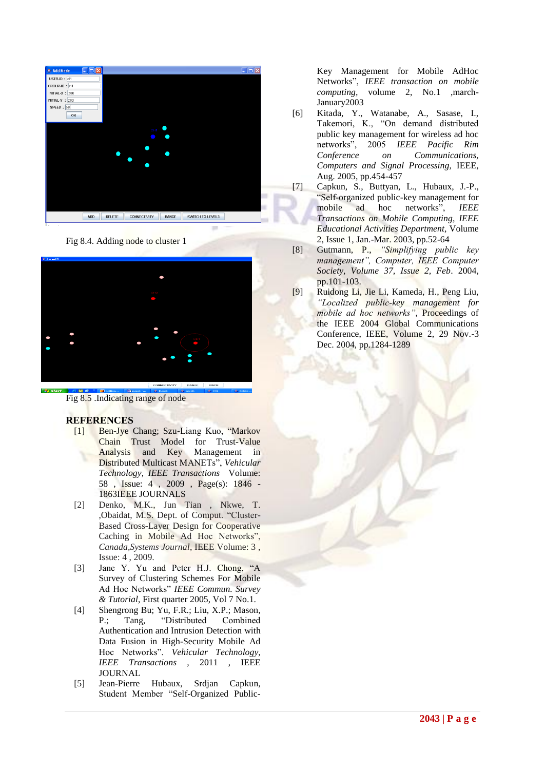Fig 8.4. Adding node to cluster 1

Fig 8.5 .Indicating range of node

## REFERENCES

[1] Ben-Jye Chang; Szu-Liang Kuo, "Markov Chain Trust Model for Trust-Value Analysis and Key Management in Distributed Multicast MANETs", *Vehicular Technology, IEEE Transactions* Volume: 58 , Issue: 4 , 2009 , Page(s): 1846 - 1863IEEE JOURNALS

[2] Denko, M.K., Jun Tian , Nkwe, T. ,Obaidat, M.S. Dept. of Comput. "Cluster-Based Cross-Layer Design for Cooperative Caching in Mobile Ad Hoc Networks", *Canada,Systems Journal*, IEEE Volume: 3 , Issue: 4 , 2009.

[3] Jane Y. Yu and Peter H.J. Chong, "A Survey of Clustering Schemes For Mobile Ad Hoc Networks" *IEEE Commun. Survey & Tutorial*, First quarter 2005, Vol 7 No.1.

[4] Shengrong Bu; Yu, F.R.; Liu, X.P.; Mason, P.; Tang, "Distributed Combined Authentication and Intrusion Detection with Data Fusion in High-Security Mobile Ad Hoc Networks". *Vehicular Technology, IEEE Transactions* , 2011 , IEEE JOURNAL

[5] Jean-Pierre Hubaux, Srdjan Capkun, Student Member "Self-Organized Public-Key Management for Mobile AdHoc Networks", *IEEE transaction on mobile computing*, volume 2, No.1 ,march-January2003

[6] Kitada, Y., Watanabe, A., Sasase, I., Takemori, K., "On demand distributed public key management for wireless ad hoc networks", 2005 *IEEE Pacific Rim Conference on Communications, Computers and Signal Processing*, IEEE, Aug. 2005, pp.454-457

[7] Capkun, S., Buttyan, L., Hubaux, J.-P., "Self-organized public-key management for mobile ad hoc networks", *IEEE Transactions on Mobile Computing, IEEE Educational Activities Department*, Volume 2, Issue 1, Jan.-Mar. 2003, pp.52-64

[8] Gutmann, P., *"Simplifying public key management", Computer, IEEE Computer Society, Volume 37, Issue 2, Feb*. 2004, pp.101-103.

[9] Ruidong Li, Jie Li, Kameda, H., Peng Liu, *"Localized public-key management for mobile ad hoc networks"*, Proceedings of the IEEE 2004 Global Communications Conference, IEEE, Volume 2, 29 Nov.-3 Dec. 2004, pp.1284-1289